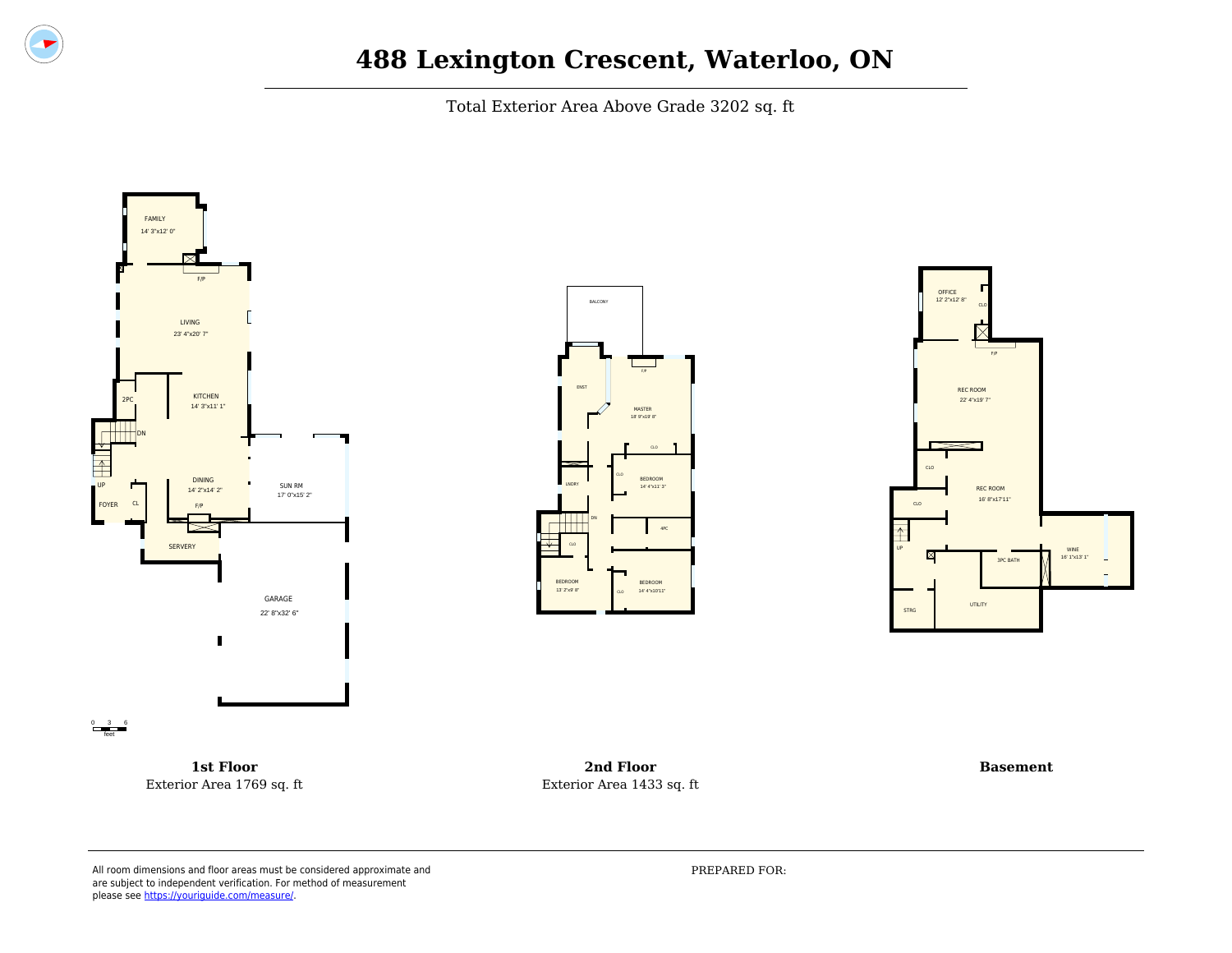# 488 Lexington Crescent, Waterloo, ON

Total Exterior Area Above Grade 3202 sq. ft

FAMILY
14' 3"x12' 0"

F/P

LIVING
23' 4"x20' 7"

2PC

KITCHEN
14' 3"x11' 1"

DN

UP

DINING
14' 2"x14' 2"

SUN RM
17' 0"x15' 2"

FOYER

CL

F/P

SERVERY

GARAGE
22' 8"x32' 6"

0 3 6
feet

BALCONY

ENST

F/P

MASTER
18' 0"x19' 8"

CLO

LNDRY

CLO

BEDROOM
14' 4"x11' 3"

DN

4PC

CLO

BEDROOM
13' 2"x9' 8"

CLO

BEDROOM
14' 4"x10'11"

OFFICE
12' 2"x12' 8"

CLO

F/P

REC ROOM
22' 4"x19' 7"

CLO

REC ROOM
16' 8"x17'11"

CLO

UP

WINE
16' 1"x13' 1"

3PC BATH

UTILITY

STRG

**1st Floor**
Exterior Area 1769 sq. ft

**2nd Floor**
Exterior Area 1433 sq. ft

**Basement**

All room dimensions and floor areas must be considered approximate and are subject to independent verification. For method of measurement please see https://youriguide.com/measure/.

PREPARED FOR: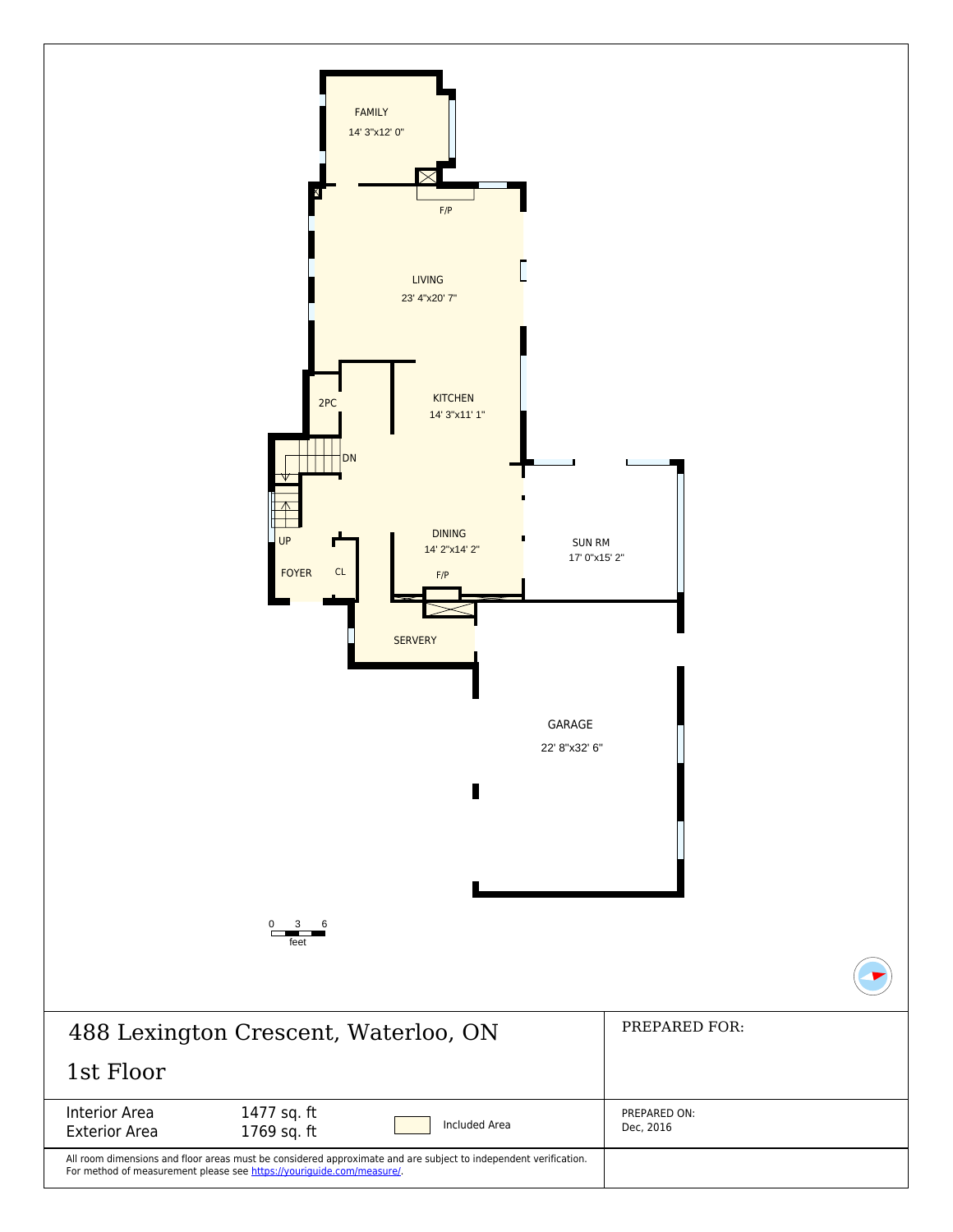FAMILY
14' 3"x12' 0"

F/P

LIVING
23' 4"x20' 7"

2PC

KITCHEN
14' 3"x11' 1"

DN

UP

FOYER

CL

DINING
14' 2"x14' 2"

F/P

SUN RM
17' 0"x15' 2"

SERVERY

GARAGE
22' 8"x32' 6"

0 3 6
feet

# 488 Lexington Crescent, Waterloo, ON

## 1st Floor

PREPARED FOR:

| | | |
|---|---|---|
| Interior Area | 1477 sq. ft | Included Area |
| Exterior Area | 1769 sq. ft | |

PREPARED ON:
Dec, 2016

All room dimensions and floor areas must be considered approximate and are subject to independent verification.
For method of measurement please see https://youriguide.com/measure/.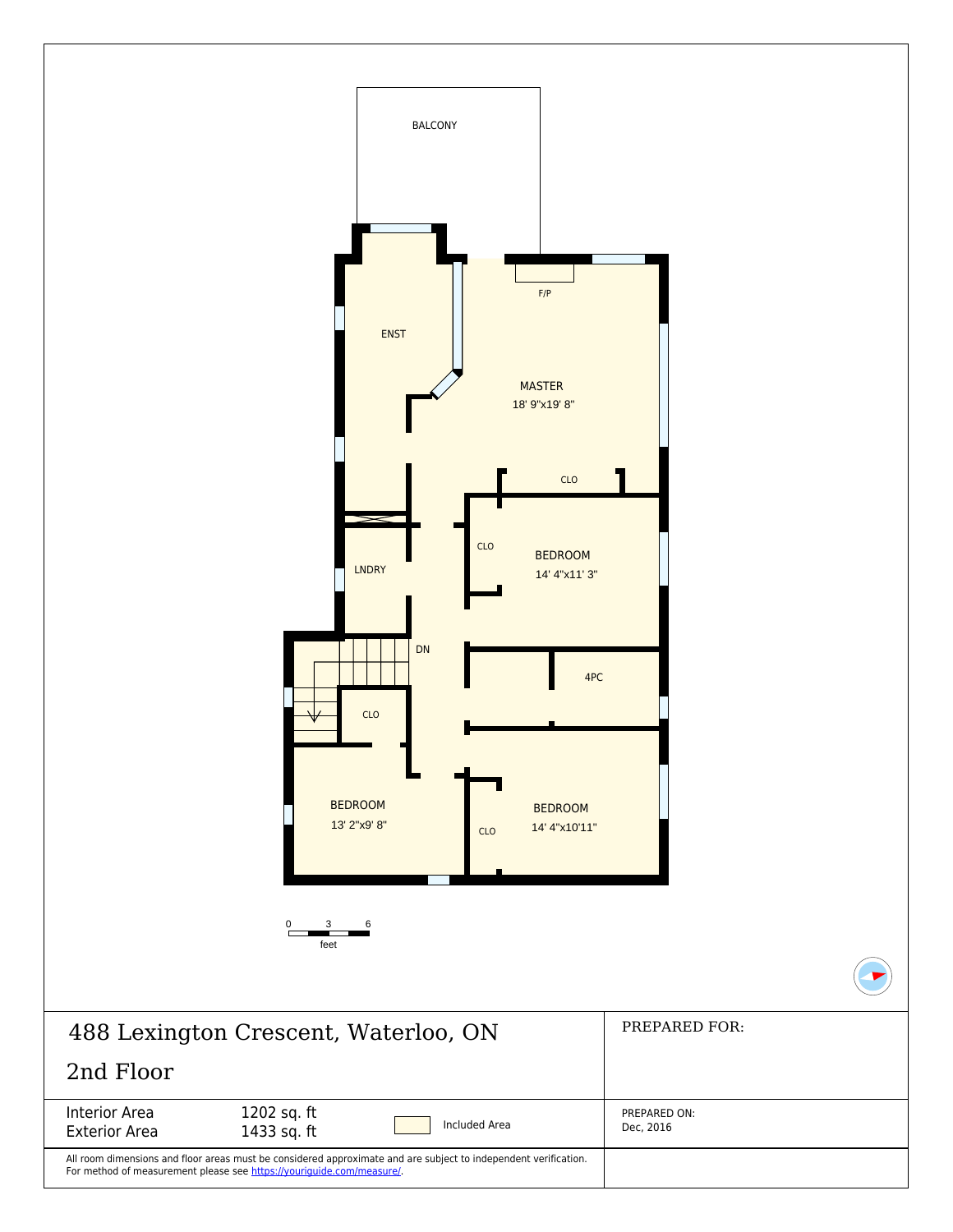BALCONY

ENST

F/P

MASTER
18' 9"x19' 8"

CLO

CLO

BEDROOM
14' 4"x11' 3"

LNDRY

DN

4PC

CLO

BEDROOM
13' 2"x9' 8"

BEDROOM
14' 4"x10'11"

CLO

0 3 6
feet

# 488 Lexington Crescent, Waterloo, ON

## 2nd Floor

PREPARED FOR:

| | | |
|---|---|---|
| Interior Area | 1202 sq. ft | Included Area |
| Exterior Area | 1433 sq. ft | |

PREPARED ON:
Dec, 2016

All room dimensions and floor areas must be considered approximate and are subject to independent verification.
For method of measurement please see https://youriguide.com/measure/.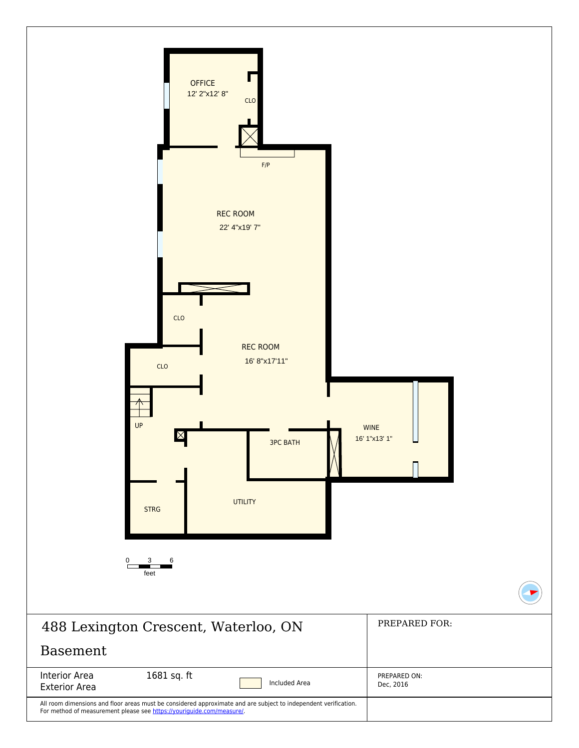OFFICE
12' 2"x12' 8"

CLO

F/P

REC ROOM
22' 4"x19' 7"

CLO

REC ROOM
16' 8"x17'11"

CLO

UP

WINE
16' 1"x13' 1"

3PC BATH

STRG

UTILITY

0 3 6
feet

# 488 Lexington Crescent, Waterloo, ON

## Basement

PREPARED FOR:

| | | | |
|---|---|---|---|
| Interior Area | 1681 sq. ft | Included Area | PREPARED ON: Dec, 2016 |
| Exterior Area | | | |

All room dimensions and floor areas must be considered approximate and are subject to independent verification.
For method of measurement please see https://youriguide.com/measure/.